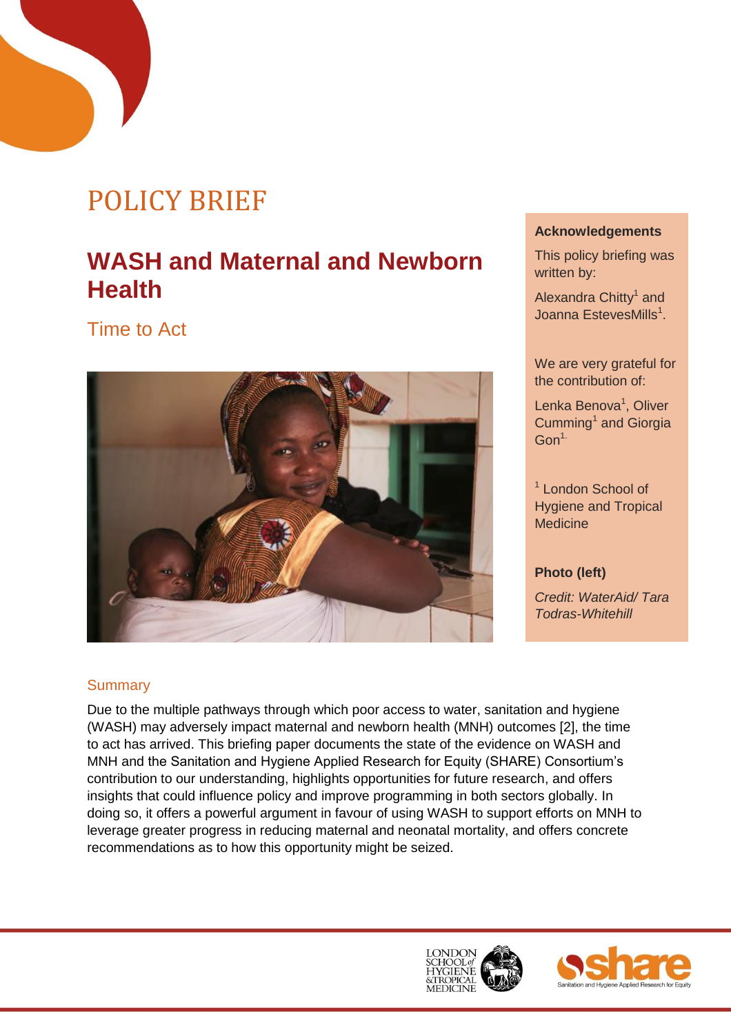# POLICY BRIEF

## WASH and Maternal and Newborn Health

### Time to Act

**Acknowledgements**

This policy briefing was written by:

Alexandra Chitty[1] and Joanna EstevesMills[1].

We are very grateful for the contribution of:

Lenka Benova[1], Oliver Cumming[1] and Giorgia Gon[1].

[1] London School of Hygiene and Tropical Medicine

**Photo (left)**

*Credit: WaterAid/ Tara Todras-Whitehill*

### Summary

Due to the multiple pathways through which poor access to water, sanitation and hygiene (WASH) may adversely impact maternal and newborn health (MNH) outcomes [2], the time to act has arrived. This briefing paper documents the state of the evidence on WASH and MNH and the Sanitation and Hygiene Applied Research for Equity (SHARE) Consortium's contribution to our understanding, highlights opportunities for future research, and offers insights that could influence policy and improve programming in both sectors globally. In doing so, it offers a powerful argument in favour of using WASH to support efforts on MNH to leverage greater progress in reducing maternal and neonatal mortality, and offers concrete recommendations as to how this opportunity might be seized.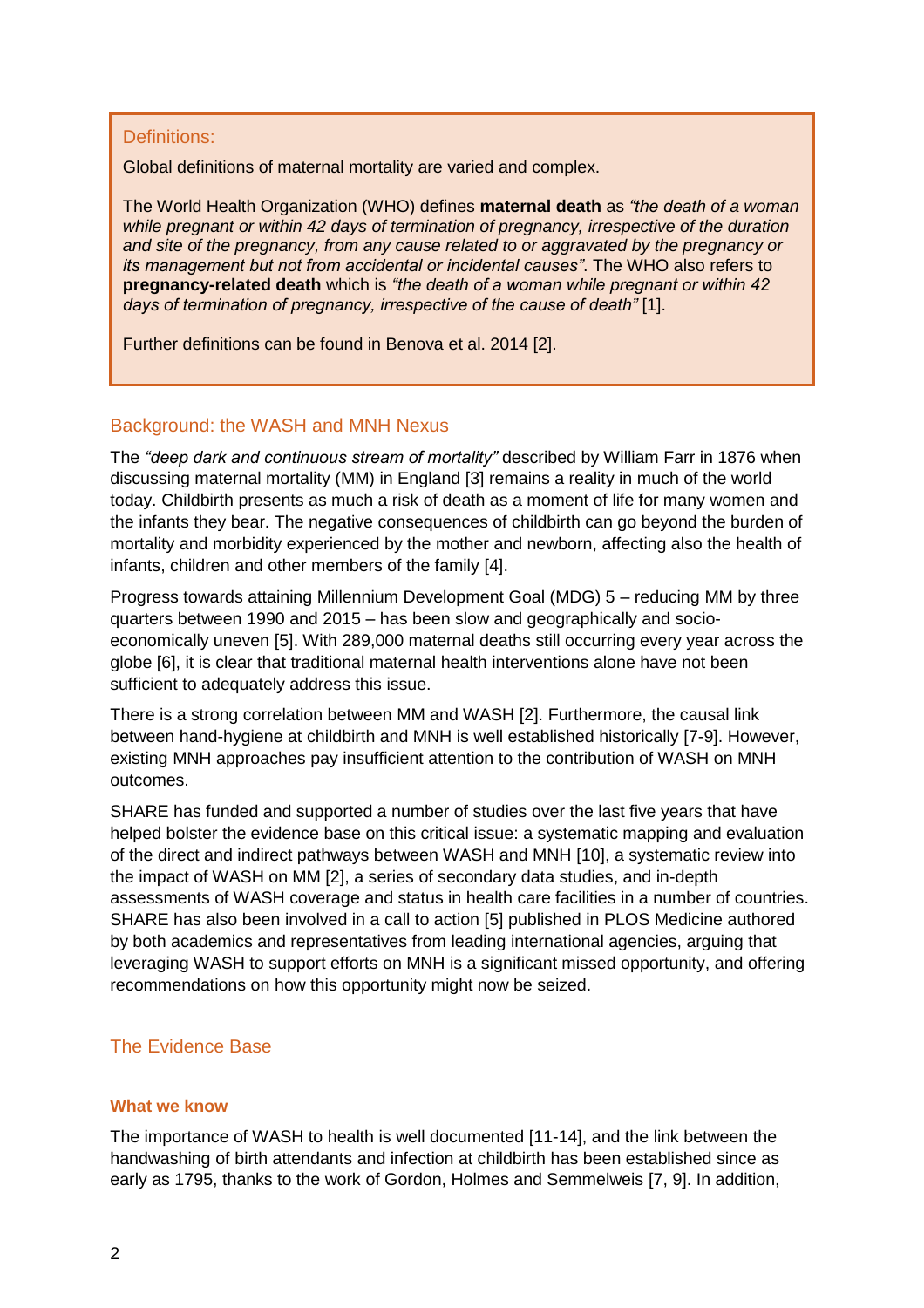Definitions:

Global definitions of maternal mortality are varied and complex.

The World Health Organization (WHO) defines **maternal death** as *"the death of a woman while pregnant or within 42 days of termination of pregnancy, irrespective of the duration and site of the pregnancy, from any cause related to or aggravated by the pregnancy or its management but not from accidental or incidental causes"*. The WHO also refers to **pregnancy-related death** which is *"the death of a woman while pregnant or within 42 days of termination of pregnancy, irrespective of the cause of death"* [1].

Further definitions can be found in Benova et al. 2014 [2].

## Background: the WASH and MNH Nexus

The *"deep dark and continuous stream of mortality"* described by William Farr in 1876 when discussing maternal mortality (MM) in England [3] remains a reality in much of the world today. Childbirth presents as much a risk of death as a moment of life for many women and the infants they bear. The negative consequences of childbirth can go beyond the burden of mortality and morbidity experienced by the mother and newborn, affecting also the health of infants, children and other members of the family [4].

Progress towards attaining Millennium Development Goal (MDG) 5 – reducing MM by three quarters between 1990 and 2015 – has been slow and geographically and socio-economically uneven [5]. With 289,000 maternal deaths still occurring every year across the globe [6], it is clear that traditional maternal health interventions alone have not been sufficient to adequately address this issue.

There is a strong correlation between MM and WASH [2]. Furthermore, the causal link between hand-hygiene at childbirth and MNH is well established historically [7-9]. However, existing MNH approaches pay insufficient attention to the contribution of WASH on MNH outcomes.

SHARE has funded and supported a number of studies over the last five years that have helped bolster the evidence base on this critical issue: a systematic mapping and evaluation of the direct and indirect pathways between WASH and MNH [10], a systematic review into the impact of WASH on MM [2], a series of secondary data studies, and in-depth assessments of WASH coverage and status in health care facilities in a number of countries. SHARE has also been involved in a call to action [5] published in PLOS Medicine authored by both academics and representatives from leading international agencies, arguing that leveraging WASH to support efforts on MNH is a significant missed opportunity, and offering recommendations on how this opportunity might now be seized.

## The Evidence Base

### What we know

The importance of WASH to health is well documented [11-14], and the link between the handwashing of birth attendants and infection at childbirth has been established since as early as 1795, thanks to the work of Gordon, Holmes and Semmelweis [7, 9]. In addition,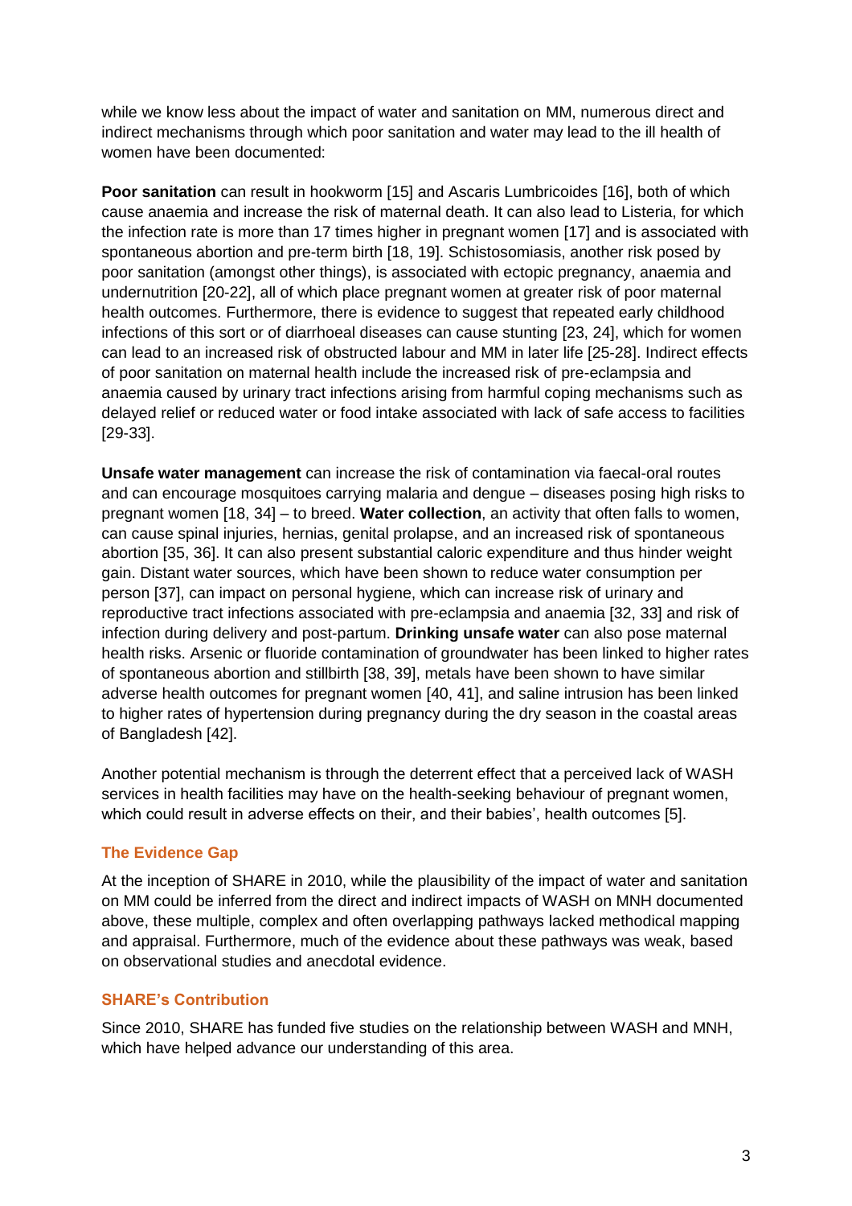while we know less about the impact of water and sanitation on MM, numerous direct and indirect mechanisms through which poor sanitation and water may lead to the ill health of women have been documented:

**Poor sanitation** can result in hookworm [15] and Ascaris Lumbricoides [16], both of which cause anaemia and increase the risk of maternal death. It can also lead to Listeria, for which the infection rate is more than 17 times higher in pregnant women [17] and is associated with spontaneous abortion and pre-term birth [18, 19]. Schistosomiasis, another risk posed by poor sanitation (amongst other things), is associated with ectopic pregnancy, anaemia and undernutrition [20-22], all of which place pregnant women at greater risk of poor maternal health outcomes. Furthermore, there is evidence to suggest that repeated early childhood infections of this sort or of diarrhoeal diseases can cause stunting [23, 24], which for women can lead to an increased risk of obstructed labour and MM in later life [25-28]. Indirect effects of poor sanitation on maternal health include the increased risk of pre-eclampsia and anaemia caused by urinary tract infections arising from harmful coping mechanisms such as delayed relief or reduced water or food intake associated with lack of safe access to facilities [29-33].

**Unsafe water management** can increase the risk of contamination via faecal-oral routes and can encourage mosquitoes carrying malaria and dengue – diseases posing high risks to pregnant women [18, 34] – to breed. **Water collection**, an activity that often falls to women, can cause spinal injuries, hernias, genital prolapse, and an increased risk of spontaneous abortion [35, 36]. It can also present substantial caloric expenditure and thus hinder weight gain. Distant water sources, which have been shown to reduce water consumption per person [37], can impact on personal hygiene, which can increase risk of urinary and reproductive tract infections associated with pre-eclampsia and anaemia [32, 33] and risk of infection during delivery and post-partum. **Drinking unsafe water** can also pose maternal health risks. Arsenic or fluoride contamination of groundwater has been linked to higher rates of spontaneous abortion and stillbirth [38, 39], metals have been shown to have similar adverse health outcomes for pregnant women [40, 41], and saline intrusion has been linked to higher rates of hypertension during pregnancy during the dry season in the coastal areas of Bangladesh [42].

Another potential mechanism is through the deterrent effect that a perceived lack of WASH services in health facilities may have on the health-seeking behaviour of pregnant women, which could result in adverse effects on their, and their babies', health outcomes [5].

### The Evidence Gap

At the inception of SHARE in 2010, while the plausibility of the impact of water and sanitation on MM could be inferred from the direct and indirect impacts of WASH on MNH documented above, these multiple, complex and often overlapping pathways lacked methodical mapping and appraisal. Furthermore, much of the evidence about these pathways was weak, based on observational studies and anecdotal evidence.

### SHARE's Contribution

Since 2010, SHARE has funded five studies on the relationship between WASH and MNH, which have helped advance our understanding of this area.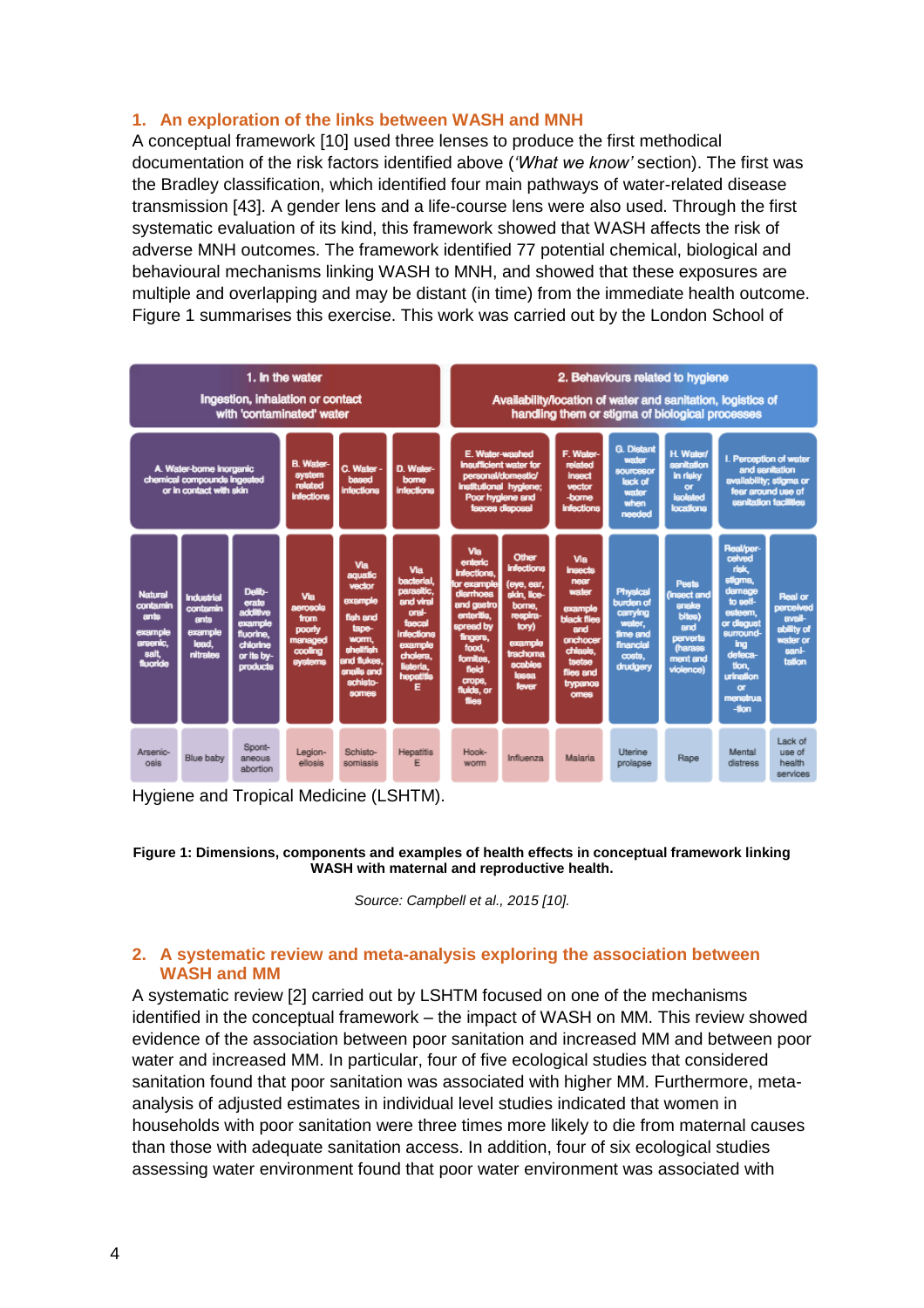## 1. An exploration of the links between WASH and MNH

A conceptual framework [10] used three lenses to produce the first methodical documentation of the risk factors identified above (*'What we know'* section). The first was the Bradley classification, which identified four main pathways of water-related disease transmission [43]. A gender lens and a life-course lens were also used. Through the first systematic evaluation of its kind, this framework showed that WASH affects the risk of adverse MNH outcomes. The framework identified 77 potential chemical, biological and behavioural mechanisms linking WASH to MNH, and showed that these exposures are multiple and overlapping and may be distant (in time) from the immediate health outcome. Figure 1 summarises this exercise. This work was carried out by the London School of Hygiene and Tropical Medicine (LSHTM).

| 1. In the water<br>Ingestion, inhalation or contact with 'contaminated' water | | | | | | 2. Behaviours related to hygiene<br>Availability/location of water and sanitation, logistics of handling them or stigma of biological processes | | | | | | |
|---|---|---|---|---|---|---|---|---|---|---|---|---|
| A. Water-borne inorganic chemical compounds ingested or in contact with skin | | | B. Water-system related infections | C. Water-based infections | D. Water-borne infections | E. Water-washed Insufficient water for personal/domestic/institutional hygiene; Poor hygiene and faeces disposal | | F. Water-related insect vector-borne infections | G. Distant water source or lack of water when needed | H. Water/sanitation in risky or isolated locations | I. Perception of water and sanitation availability; stigma or fear around use of sanitation facilities | |
| Natural contaminants example arsenic, salt, fluoride | Industrial contaminants example lead, nitrates | Deliberate additive example fluorine, chlorine or its by-products | Via aerosols from poorly managed cooling systems | Via aquatic vector example fish and tape-worm, shellfish and flukes, snails and schisto-somes | Via bacterial, parasitic, and viral oral-faecal infections example cholera, listeria, hepatitis E | Via enteric infections, for example diarrhoea and gastro enteritis, spread by fingers, food, fomites, field crops, fluids, or flies | Other infections (eye, ear, skin, lice-borne, respiratory) example trachoma scabies lassa fever | Via insects near water example black flies and onchocerchiasis, tsetse flies and trypanosomes | Physical burden of carrying water, time and financial costs, drudgery | Pests (insect and snake bites) and perverts (harassment and violence) | Real/perceived risk, stigma, damage to self-esteem, or disgust surrounding defecation, urination or menstrua-tion | Real or perceived availability of water or sanitation |
| Arsenicosis | Blue baby | Spontaneous abortion | Legionellosis | Schistosomiasis | Hepatitis E | Hookworm | Influenza | Malaria | Uterine prolapse | Rape | Mental distress | Lack of use of health services |

**Figure 1: Dimensions, components and examples of health effects in conceptual framework linking WASH with maternal and reproductive health.**

*Source: Campbell et al., 2015 [10].*

## 2. A systematic review and meta-analysis exploring the association between WASH and MM

A systematic review [2] carried out by LSHTM focused on one of the mechanisms identified in the conceptual framework – the impact of WASH on MM. This review showed evidence of the association between poor sanitation and increased MM and between poor water and increased MM. In particular, four of five ecological studies that considered sanitation found that poor sanitation was associated with higher MM. Furthermore, meta-analysis of adjusted estimates in individual level studies indicated that women in households with poor sanitation were three times more likely to die from maternal causes than those with adequate sanitation access. In addition, four of six ecological studies assessing water environment found that poor water environment was associated with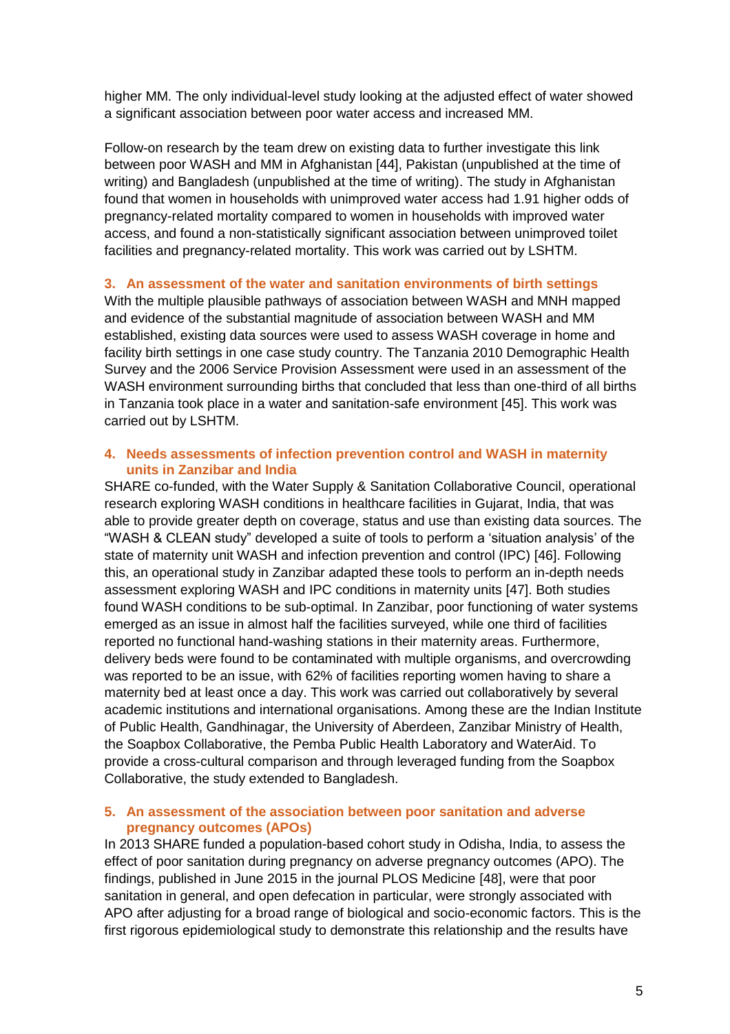higher MM. The only individual-level study looking at the adjusted effect of water showed a significant association between poor water access and increased MM.

Follow-on research by the team drew on existing data to further investigate this link between poor WASH and MM in Afghanistan [44], Pakistan (unpublished at the time of writing) and Bangladesh (unpublished at the time of writing). The study in Afghanistan found that women in households with unimproved water access had 1.91 higher odds of pregnancy-related mortality compared to women in households with improved water access, and found a non-statistically significant association between unimproved toilet facilities and pregnancy-related mortality. This work was carried out by LSHTM.

### 3. An assessment of the water and sanitation environments of birth settings

With the multiple plausible pathways of association between WASH and MNH mapped and evidence of the substantial magnitude of association between WASH and MM established, existing data sources were used to assess WASH coverage in home and facility birth settings in one case study country. The Tanzania 2010 Demographic Health Survey and the 2006 Service Provision Assessment were used in an assessment of the WASH environment surrounding births that concluded that less than one-third of all births in Tanzania took place in a water and sanitation-safe environment [45]. This work was carried out by LSHTM.

### 4. Needs assessments of infection prevention control and WASH in maternity units in Zanzibar and India

SHARE co-funded, with the Water Supply & Sanitation Collaborative Council, operational research exploring WASH conditions in healthcare facilities in Gujarat, India, that was able to provide greater depth on coverage, status and use than existing data sources. The "WASH & CLEAN study" developed a suite of tools to perform a 'situation analysis' of the state of maternity unit WASH and infection prevention and control (IPC) [46]. Following this, an operational study in Zanzibar adapted these tools to perform an in-depth needs assessment exploring WASH and IPC conditions in maternity units [47]. Both studies found WASH conditions to be sub-optimal. In Zanzibar, poor functioning of water systems emerged as an issue in almost half the facilities surveyed, while one third of facilities reported no functional hand-washing stations in their maternity areas. Furthermore, delivery beds were found to be contaminated with multiple organisms, and overcrowding was reported to be an issue, with 62% of facilities reporting women having to share a maternity bed at least once a day. This work was carried out collaboratively by several academic institutions and international organisations. Among these are the Indian Institute of Public Health, Gandhinagar, the University of Aberdeen, Zanzibar Ministry of Health, the Soapbox Collaborative, the Pemba Public Health Laboratory and WaterAid. To provide a cross-cultural comparison and through leveraged funding from the Soapbox Collaborative, the study extended to Bangladesh.

### 5. An assessment of the association between poor sanitation and adverse pregnancy outcomes (APOs)

In 2013 SHARE funded a population-based cohort study in Odisha, India, to assess the effect of poor sanitation during pregnancy on adverse pregnancy outcomes (APO). The findings, published in June 2015 in the journal PLOS Medicine [48], were that poor sanitation in general, and open defecation in particular, were strongly associated with APO after adjusting for a broad range of biological and socio-economic factors. This is the first rigorous epidemiological study to demonstrate this relationship and the results have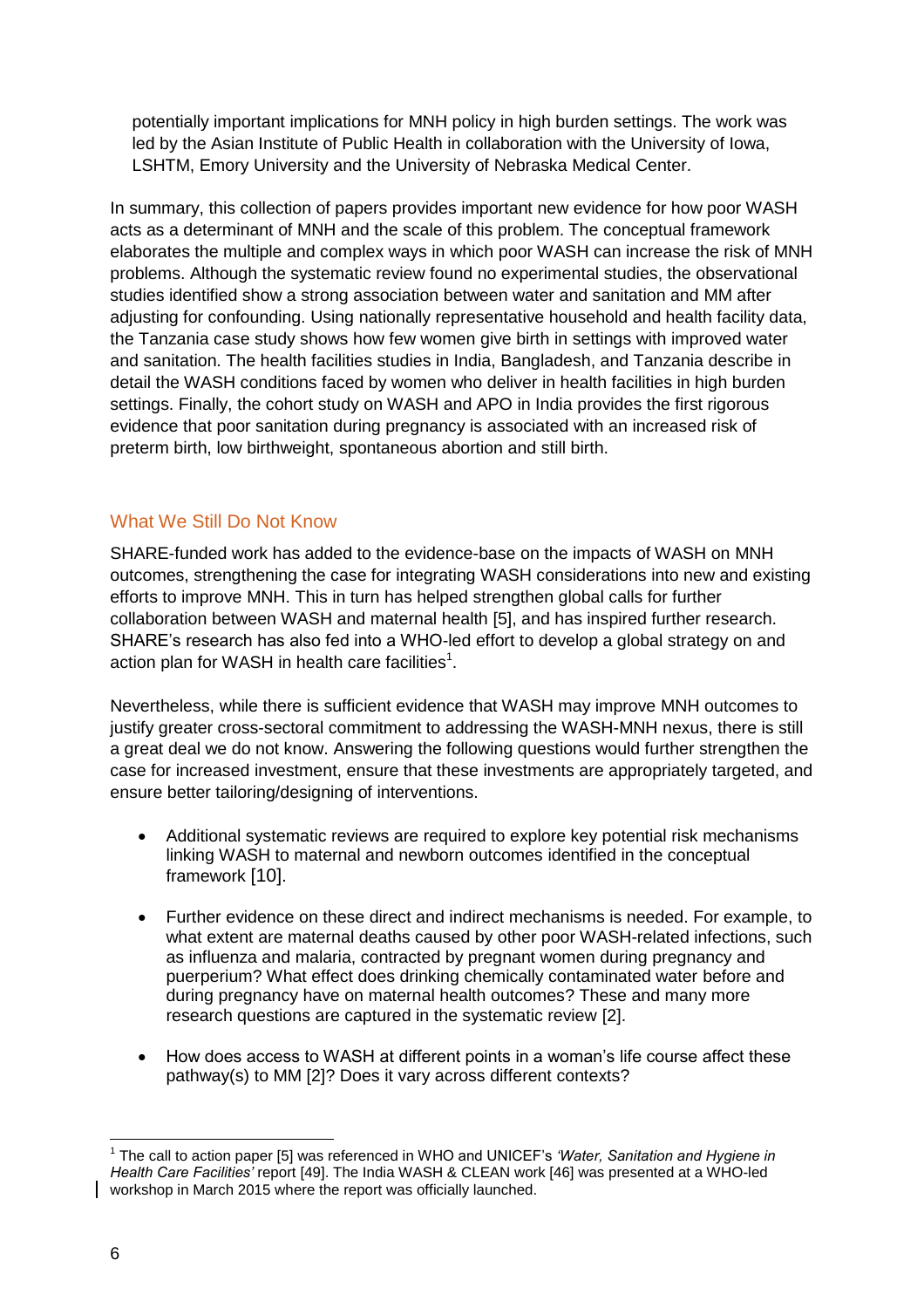potentially important implications for MNH policy in high burden settings. The work was led by the Asian Institute of Public Health in collaboration with the University of Iowa, LSHTM, Emory University and the University of Nebraska Medical Center.

In summary, this collection of papers provides important new evidence for how poor WASH acts as a determinant of MNH and the scale of this problem. The conceptual framework elaborates the multiple and complex ways in which poor WASH can increase the risk of MNH problems. Although the systematic review found no experimental studies, the observational studies identified show a strong association between water and sanitation and MM after adjusting for confounding. Using nationally representative household and health facility data, the Tanzania case study shows how few women give birth in settings with improved water and sanitation. The health facilities studies in India, Bangladesh, and Tanzania describe in detail the WASH conditions faced by women who deliver in health facilities in high burden settings. Finally, the cohort study on WASH and APO in India provides the first rigorous evidence that poor sanitation during pregnancy is associated with an increased risk of preterm birth, low birthweight, spontaneous abortion and still birth.

## What We Still Do Not Know

SHARE-funded work has added to the evidence-base on the impacts of WASH on MNH outcomes, strengthening the case for integrating WASH considerations into new and existing efforts to improve MNH. This in turn has helped strengthen global calls for further collaboration between WASH and maternal health [5], and has inspired further research. SHARE's research has also fed into a WHO-led effort to develop a global strategy on and action plan for WASH in health care facilities[1].

Nevertheless, while there is sufficient evidence that WASH may improve MNH outcomes to justify greater cross-sectoral commitment to addressing the WASH-MNH nexus, there is still a great deal we do not know. Answering the following questions would further strengthen the case for increased investment, ensure that these investments are appropriately targeted, and ensure better tailoring/designing of interventions.

- Additional systematic reviews are required to explore key potential risk mechanisms linking WASH to maternal and newborn outcomes identified in the conceptual framework [10].
- Further evidence on these direct and indirect mechanisms is needed. For example, to what extent are maternal deaths caused by other poor WASH-related infections, such as influenza and malaria, contracted by pregnant women during pregnancy and puerperium? What effect does drinking chemically contaminated water before and during pregnancy have on maternal health outcomes? These and many more research questions are captured in the systematic review [2].
- How does access to WASH at different points in a woman's life course affect these pathway(s) to MM [2]? Does it vary across different contexts?

[1] The call to action paper [5] was referenced in WHO and UNICEF's *'Water, Sanitation and Hygiene in Health Care Facilities'* report [49]. The India WASH & CLEAN work [46] was presented at a WHO-led workshop in March 2015 where the report was officially launched.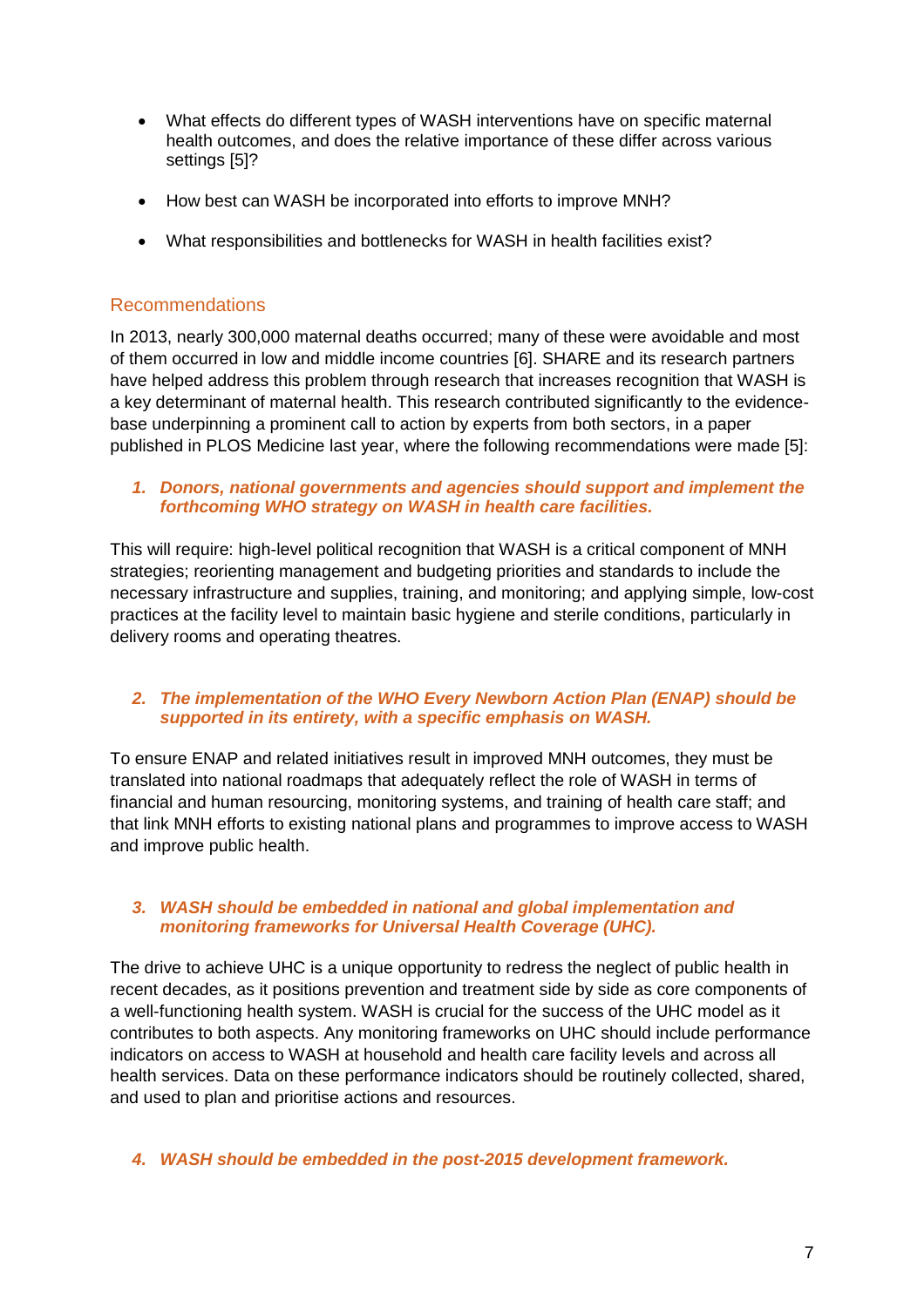- What effects do different types of WASH interventions have on specific maternal health outcomes, and does the relative importance of these differ across various settings [5]?

- How best can WASH be incorporated into efforts to improve MNH?

- What responsibilities and bottlenecks for WASH in health facilities exist?

## Recommendations

In 2013, nearly 300,000 maternal deaths occurred; many of these were avoidable and most of them occurred in low and middle income countries [6]. SHARE and its research partners have helped address this problem through research that increases recognition that WASH is a key determinant of maternal health. This research contributed significantly to the evidence-base underpinning a prominent call to action by experts from both sectors, in a paper published in PLOS Medicine last year, where the following recommendations were made [5]:

### 1. *Donors, national governments and agencies should support and implement the forthcoming WHO strategy on WASH in health care facilities.*

This will require: high-level political recognition that WASH is a critical component of MNH strategies; reorienting management and budgeting priorities and standards to include the necessary infrastructure and supplies, training, and monitoring; and applying simple, low-cost practices at the facility level to maintain basic hygiene and sterile conditions, particularly in delivery rooms and operating theatres.

### 2. *The implementation of the WHO Every Newborn Action Plan (ENAP) should be supported in its entirety, with a specific emphasis on WASH.*

To ensure ENAP and related initiatives result in improved MNH outcomes, they must be translated into national roadmaps that adequately reflect the role of WASH in terms of financial and human resourcing, monitoring systems, and training of health care staff; and that link MNH efforts to existing national plans and programmes to improve access to WASH and improve public health.

### 3. *WASH should be embedded in national and global implementation and monitoring frameworks for Universal Health Coverage (UHC).*

The drive to achieve UHC is a unique opportunity to redress the neglect of public health in recent decades, as it positions prevention and treatment side by side as core components of a well-functioning health system. WASH is crucial for the success of the UHC model as it contributes to both aspects. Any monitoring frameworks on UHC should include performance indicators on access to WASH at household and health care facility levels and across all health services. Data on these performance indicators should be routinely collected, shared, and used to plan and prioritise actions and resources.

### 4. *WASH should be embedded in the post-2015 development framework.*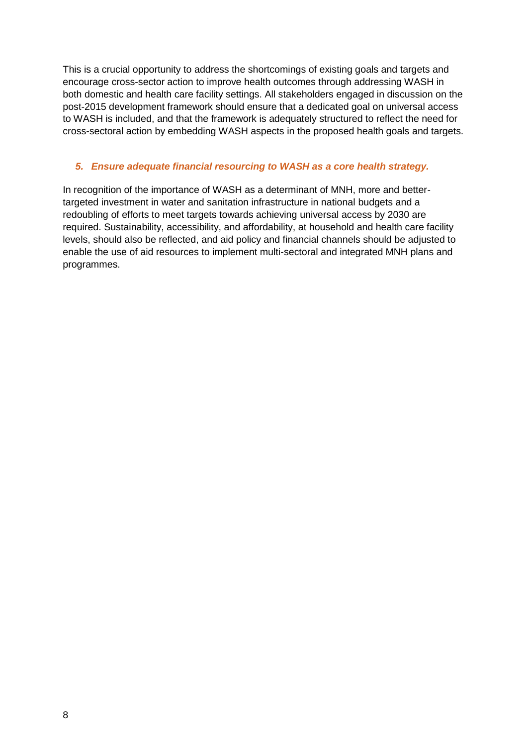This is a crucial opportunity to address the shortcomings of existing goals and targets and encourage cross-sector action to improve health outcomes through addressing WASH in both domestic and health care facility settings. All stakeholders engaged in discussion on the post-2015 development framework should ensure that a dedicated goal on universal access to WASH is included, and that the framework is adequately structured to reflect the need for cross-sectoral action by embedding WASH aspects in the proposed health goals and targets.

### *5. Ensure adequate financial resourcing to WASH as a core health strategy.*

In recognition of the importance of WASH as a determinant of MNH, more and better-targeted investment in water and sanitation infrastructure in national budgets and a redoubling of efforts to meet targets towards achieving universal access by 2030 are required. Sustainability, accessibility, and affordability, at household and health care facility levels, should also be reflected, and aid policy and financial channels should be adjusted to enable the use of aid resources to implement multi-sectoral and integrated MNH plans and programmes.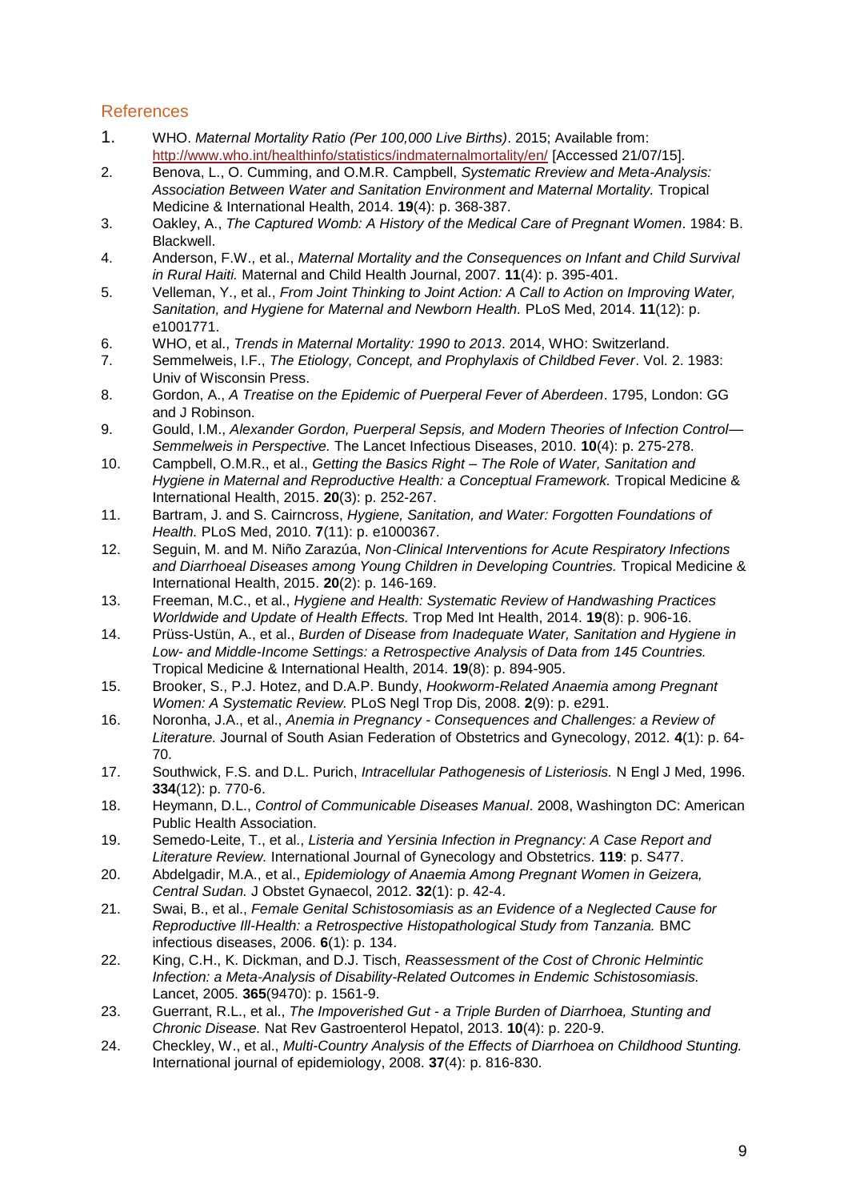## References

1. WHO. *Maternal Mortality Ratio (Per 100,000 Live Births)*. 2015; Available from: http://www.who.int/healthinfo/statistics/indmaternalmortality/en/ [Accessed 21/07/15].
2. Benova, L., O. Cumming, and O.M.R. Campbell, *Systematic Rreview and Meta-Analysis: Association Between Water and Sanitation Environment and Maternal Mortality.* Tropical Medicine & International Health, 2014. **19**(4): p. 368-387.
3. Oakley, A., *The Captured Womb: A History of the Medical Care of Pregnant Women*. 1984: B. Blackwell.
4. Anderson, F.W., et al., *Maternal Mortality and the Consequences on Infant and Child Survival in Rural Haiti.* Maternal and Child Health Journal, 2007. **11**(4): p. 395-401.
5. Velleman, Y., et al., *From Joint Thinking to Joint Action: A Call to Action on Improving Water, Sanitation, and Hygiene for Maternal and Newborn Health.* PLoS Med, 2014. **11**(12): p. e1001771.
6. WHO, et al., *Trends in Maternal Mortality: 1990 to 2013*. 2014, WHO: Switzerland.
7. Semmelweis, I.F., *The Etiology, Concept, and Prophylaxis of Childbed Fever*. Vol. 2. 1983: Univ of Wisconsin Press.
8. Gordon, A., *A Treatise on the Epidemic of Puerperal Fever of Aberdeen*. 1795, London: GG and J Robinson.
9. Gould, I.M., *Alexander Gordon, Puerperal Sepsis, and Modern Theories of Infection Control—Semmelweis in Perspective.* The Lancet Infectious Diseases, 2010. **10**(4): p. 275-278.
10. Campbell, O.M.R., et al., *Getting the Basics Right – The Role of Water, Sanitation and Hygiene in Maternal and Reproductive Health: a Conceptual Framework.* Tropical Medicine & International Health, 2015. **20**(3): p. 252-267.
11. Bartram, J. and S. Cairncross, *Hygiene, Sanitation, and Water: Forgotten Foundations of Health.* PLoS Med, 2010. **7**(11): p. e1000367.
12. Seguin, M. and M. Niño Zarazúa, *Non-Clinical Interventions for Acute Respiratory Infections and Diarrhoeal Diseases among Young Children in Developing Countries.* Tropical Medicine & International Health, 2015. **20**(2): p. 146-169.
13. Freeman, M.C., et al., *Hygiene and Health: Systematic Review of Handwashing Practices Worldwide and Update of Health Effects.* Trop Med Int Health, 2014. **19**(8): p. 906-16.
14. Prüss-Ustün, A., et al., *Burden of Disease from Inadequate Water, Sanitation and Hygiene in Low- and Middle-Income Settings: a Retrospective Analysis of Data from 145 Countries.* Tropical Medicine & International Health, 2014. **19**(8): p. 894-905.
15. Brooker, S., P.J. Hotez, and D.A.P. Bundy, *Hookworm-Related Anaemia among Pregnant Women: A Systematic Review.* PLoS Negl Trop Dis, 2008. **2**(9): p. e291.
16. Noronha, J.A., et al., *Anemia in Pregnancy - Consequences and Challenges: a Review of Literature.* Journal of South Asian Federation of Obstetrics and Gynecology, 2012. **4**(1): p. 64-70.
17. Southwick, F.S. and D.L. Purich, *Intracellular Pathogenesis of Listeriosis.* N Engl J Med, 1996. **334**(12): p. 770-6.
18. Heymann, D.L., *Control of Communicable Diseases Manual*. 2008, Washington DC: American Public Health Association.
19. Semedo-Leite, T., et al., *Listeria and Yersinia Infection in Pregnancy: A Case Report and Literature Review.* International Journal of Gynecology and Obstetrics. **119**: p. S477.
20. Abdelgadir, M.A., et al., *Epidemiology of Anaemia Among Pregnant Women in Geizera, Central Sudan.* J Obstet Gynaecol, 2012. **32**(1): p. 42-4.
21. Swai, B., et al., *Female Genital Schistosomiasis as an Evidence of a Neglected Cause for Reproductive Ill-Health: a Retrospective Histopathological Study from Tanzania.* BMC infectious diseases, 2006. **6**(1): p. 134.
22. King, C.H., K. Dickman, and D.J. Tisch, *Reassessment of the Cost of Chronic Helmintic Infection: a Meta-Analysis of Disability-Related Outcomes in Endemic Schistosomiasis.* Lancet, 2005. **365**(9470): p. 1561-9.
23. Guerrant, R.L., et al., *The Impoverished Gut - a Triple Burden of Diarrhoea, Stunting and Chronic Disease.* Nat Rev Gastroenterol Hepatol, 2013. **10**(4): p. 220-9.
24. Checkley, W., et al., *Multi-Country Analysis of the Effects of Diarrhoea on Childhood Stunting.* International journal of epidemiology, 2008. **37**(4): p. 816-830.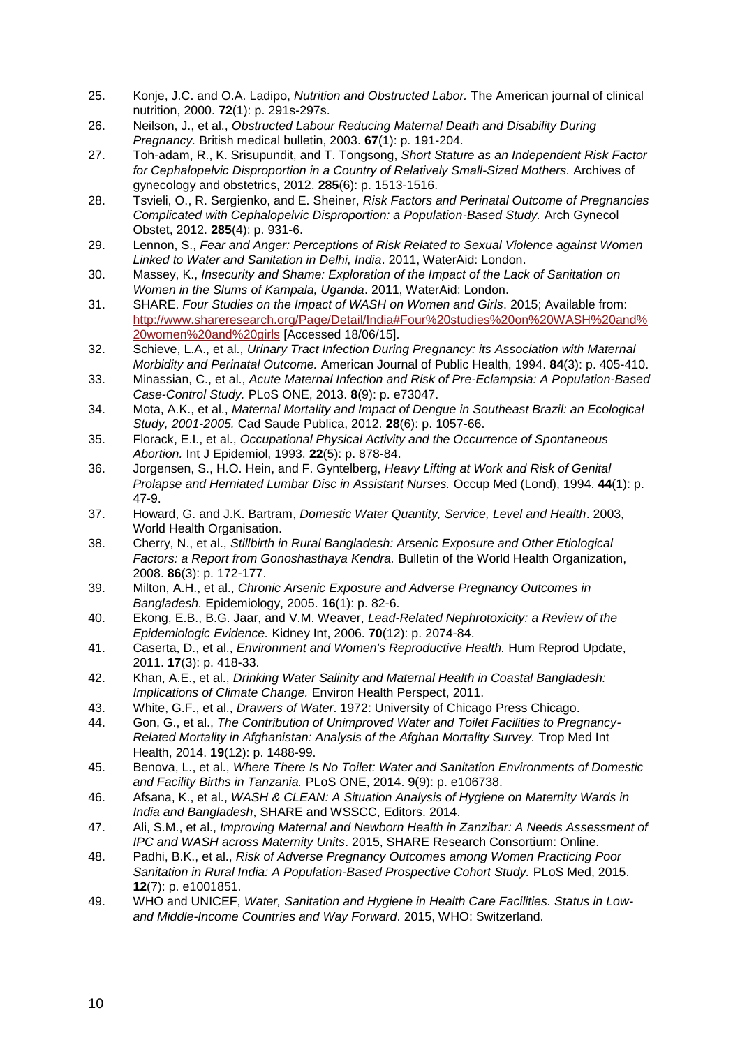25. Konje, J.C. and O.A. Ladipo, *Nutrition and Obstructed Labor.* The American journal of clinical nutrition, 2000. **72**(1): p. 291s-297s.
26. Neilson, J., et al., *Obstructed Labour Reducing Maternal Death and Disability During Pregnancy.* British medical bulletin, 2003. **67**(1): p. 191-204.
27. Toh-adam, R., K. Srisupundit, and T. Tongsong, *Short Stature as an Independent Risk Factor for Cephalopelvic Disproportion in a Country of Relatively Small-Sized Mothers.* Archives of gynecology and obstetrics, 2012. **285**(6): p. 1513-1516.
28. Tsvieli, O., R. Sergienko, and E. Sheiner, *Risk Factors and Perinatal Outcome of Pregnancies Complicated with Cephalopelvic Disproportion: a Population-Based Study.* Arch Gynecol Obstet, 2012. **285**(4): p. 931-6.
29. Lennon, S., *Fear and Anger: Perceptions of Risk Related to Sexual Violence against Women Linked to Water and Sanitation in Delhi, India*. 2011, WaterAid: London.
30. Massey, K., *Insecurity and Shame: Exploration of the Impact of the Lack of Sanitation on Women in the Slums of Kampala, Uganda*. 2011, WaterAid: London.
31. SHARE. *Four Studies on the Impact of WASH on Women and Girls*. 2015; Available from: http://www.shareresearch.org/Page/Detail/India#Four%20studies%20on%20WASH%20and%20women%20and%20girls [Accessed 18/06/15].
32. Schieve, L.A., et al., *Urinary Tract Infection During Pregnancy: its Association with Maternal Morbidity and Perinatal Outcome.* American Journal of Public Health, 1994. **84**(3): p. 405-410.
33. Minassian, C., et al., *Acute Maternal Infection and Risk of Pre-Eclampsia: A Population-Based Case-Control Study.* PLoS ONE, 2013. **8**(9): p. e73047.
34. Mota, A.K., et al., *Maternal Mortality and Impact of Dengue in Southeast Brazil: an Ecological Study, 2001-2005.* Cad Saude Publica, 2012. **28**(6): p. 1057-66.
35. Florack, E.I., et al., *Occupational Physical Activity and the Occurrence of Spontaneous Abortion.* Int J Epidemiol, 1993. **22**(5): p. 878-84.
36. Jorgensen, S., H.O. Hein, and F. Gyntelberg, *Heavy Lifting at Work and Risk of Genital Prolapse and Herniated Lumbar Disc in Assistant Nurses.* Occup Med (Lond), 1994. **44**(1): p. 47-9.
37. Howard, G. and J.K. Bartram, *Domestic Water Quantity, Service, Level and Health*. 2003, World Health Organisation.
38. Cherry, N., et al., *Stillbirth in Rural Bangladesh: Arsenic Exposure and Other Etiological Factors: a Report from Gonoshasthaya Kendra.* Bulletin of the World Health Organization, 2008. **86**(3): p. 172-177.
39. Milton, A.H., et al., *Chronic Arsenic Exposure and Adverse Pregnancy Outcomes in Bangladesh.* Epidemiology, 2005. **16**(1): p. 82-6.
40. Ekong, E.B., B.G. Jaar, and V.M. Weaver, *Lead-Related Nephrotoxicity: a Review of the Epidemiologic Evidence.* Kidney Int, 2006. **70**(12): p. 2074-84.
41. Caserta, D., et al., *Environment and Women's Reproductive Health.* Hum Reprod Update, 2011. **17**(3): p. 418-33.
42. Khan, A.E., et al., *Drinking Water Salinity and Maternal Health in Coastal Bangladesh: Implications of Climate Change.* Environ Health Perspect, 2011.
43. White, G.F., et al., *Drawers of Water*. 1972: University of Chicago Press Chicago.
44. Gon, G., et al., *The Contribution of Unimproved Water and Toilet Facilities to Pregnancy-Related Mortality in Afghanistan: Analysis of the Afghan Mortality Survey.* Trop Med Int Health, 2014. **19**(12): p. 1488-99.
45. Benova, L., et al., *Where There Is No Toilet: Water and Sanitation Environments of Domestic and Facility Births in Tanzania.* PLoS ONE, 2014. **9**(9): p. e106738.
46. Afsana, K., et al., *WASH & CLEAN: A Situation Analysis of Hygiene on Maternity Wards in India and Bangladesh*, SHARE and WSSCC, Editors. 2014.
47. Ali, S.M., et al., *Improving Maternal and Newborn Health in Zanzibar: A Needs Assessment of IPC and WASH across Maternity Units*. 2015, SHARE Research Consortium: Online.
48. Padhi, B.K., et al., *Risk of Adverse Pregnancy Outcomes among Women Practicing Poor Sanitation in Rural India: A Population-Based Prospective Cohort Study.* PLoS Med, 2015. **12**(7): p. e1001851.
49. WHO and UNICEF, *Water, Sanitation and Hygiene in Health Care Facilities. Status in Low- and Middle-Income Countries and Way Forward*. 2015, WHO: Switzerland.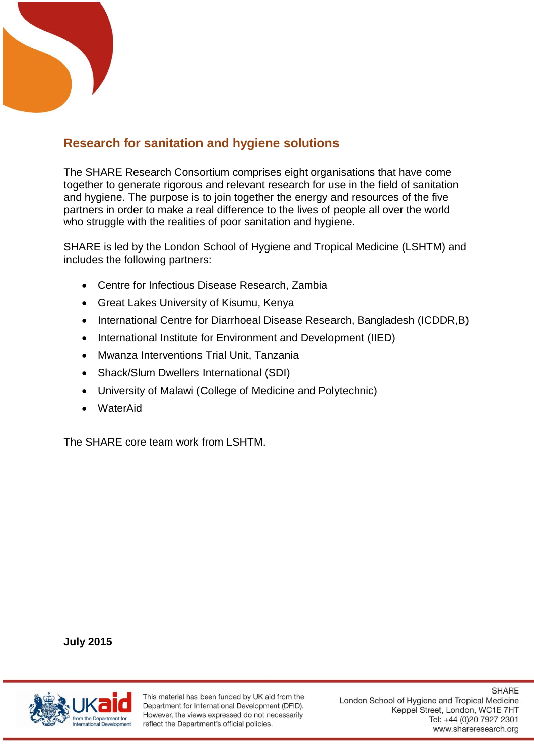## Research for sanitation and hygiene solutions

The SHARE Research Consortium comprises eight organisations that have come together to generate rigorous and relevant research for use in the field of sanitation and hygiene. The purpose is to join together the energy and resources of the five partners in order to make a real difference to the lives of people all over the world who struggle with the realities of poor sanitation and hygiene.

SHARE is led by the London School of Hygiene and Tropical Medicine (LSHTM) and includes the following partners:

- Centre for Infectious Disease Research, Zambia
- Great Lakes University of Kisumu, Kenya
- International Centre for Diarrhoeal Disease Research, Bangladesh (ICDDR,B)
- International Institute for Environment and Development (IIED)
- Mwanza Interventions Trial Unit, Tanzania
- Shack/Slum Dwellers International (SDI)
- University of Malawi (College of Medicine and Polytechnic)
- WaterAid

The SHARE core team work from LSHTM.

**July 2015**

UKaid from the Department for International Development

This material has been funded by UK aid from the Department for International Development (DFID). However, the views expressed do not necessarily reflect the Department's official policies.

SHARE
London School of Hygiene and Tropical Medicine
Keppel Street, London, WC1E 7HT
Tel: +44 (0)20 7927 2301
www.shareresearch.org